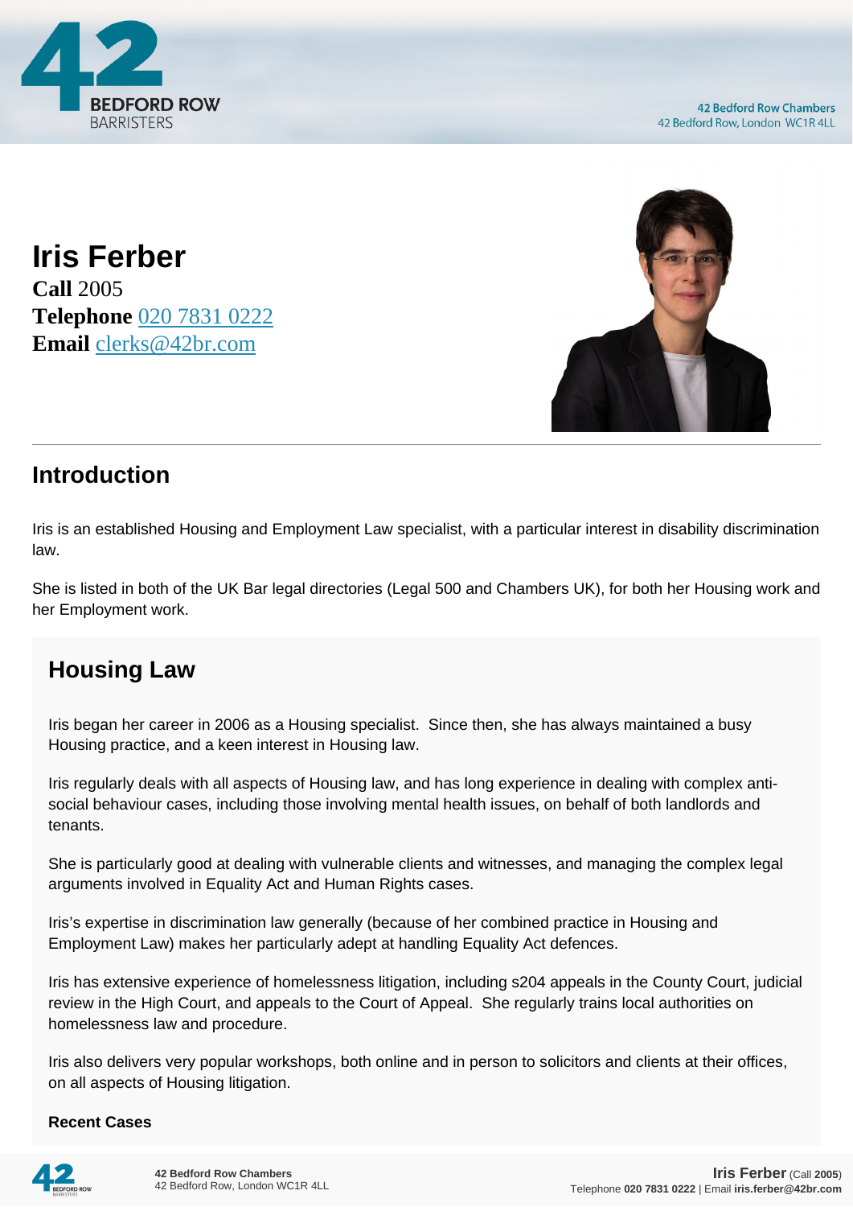# Iris Ferber

**Call** 2005
**Telephone** 020 7831 0222
**Email** clerks@42br.com

## Introduction

Iris is an established Housing and Employment Law specialist, with a particular interest in disability discrimination law.

She is listed in both of the UK Bar legal directories (Legal 500 and Chambers UK), for both her Housing work and her Employment work.

## Housing Law

Iris began her career in 2006 as a Housing specialist. Since then, she has always maintained a busy Housing practice, and a keen interest in Housing law.

Iris regularly deals with all aspects of Housing law, and has long experience in dealing with complex anti-social behaviour cases, including those involving mental health issues, on behalf of both landlords and tenants.

She is particularly good at dealing with vulnerable clients and witnesses, and managing the complex legal arguments involved in Equality Act and Human Rights cases.

Iris's expertise in discrimination law generally (because of her combined practice in Housing and Employment Law) makes her particularly adept at handling Equality Act defences.

Iris has extensive experience of homelessness litigation, including s204 appeals in the County Court, judicial review in the High Court, and appeals to the Court of Appeal. She regularly trains local authorities on homelessness law and procedure.

Iris also delivers very popular workshops, both online and in person to solicitors and clients at their offices, on all aspects of Housing litigation.

**Recent Cases**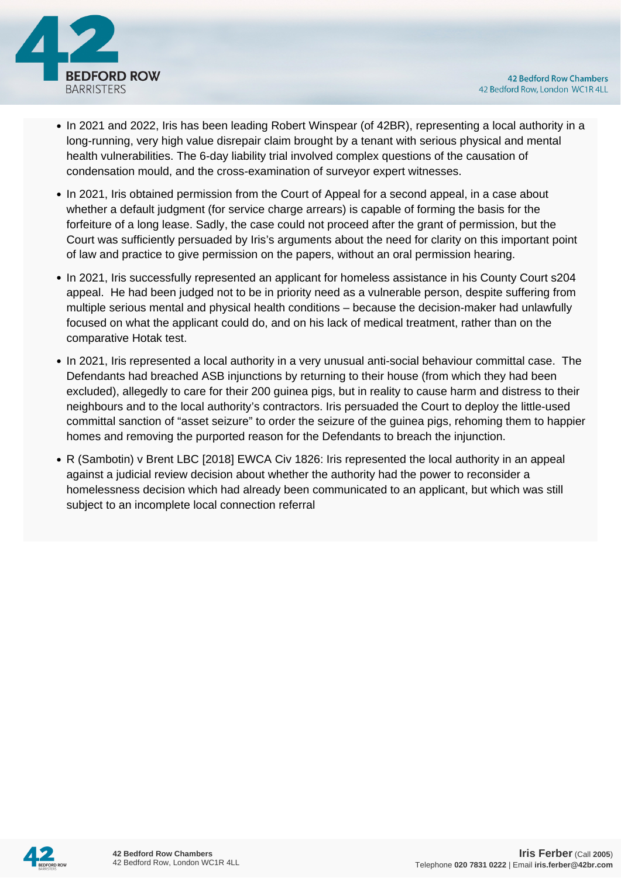- In 2021 and 2022, Iris has been leading Robert Winspear (of 42BR), representing a local authority in a long-running, very high value disrepair claim brought by a tenant with serious physical and mental health vulnerabilities. The 6-day liability trial involved complex questions of the causation of condensation mould, and the cross-examination of surveyor expert witnesses.
- In 2021, Iris obtained permission from the Court of Appeal for a second appeal, in a case about whether a default judgment (for service charge arrears) is capable of forming the basis for the forfeiture of a long lease. Sadly, the case could not proceed after the grant of permission, but the Court was sufficiently persuaded by Iris's arguments about the need for clarity on this important point of law and practice to give permission on the papers, without an oral permission hearing.
- In 2021, Iris successfully represented an applicant for homeless assistance in his County Court s204 appeal. He had been judged not to be in priority need as a vulnerable person, despite suffering from multiple serious mental and physical health conditions – because the decision-maker had unlawfully focused on what the applicant could do, and on his lack of medical treatment, rather than on the comparative Hotak test.
- In 2021, Iris represented a local authority in a very unusual anti-social behaviour committal case. The Defendants had breached ASB injunctions by returning to their house (from which they had been excluded), allegedly to care for their 200 guinea pigs, but in reality to cause harm and distress to their neighbours and to the local authority's contractors. Iris persuaded the Court to deploy the little-used committal sanction of "asset seizure" to order the seizure of the guinea pigs, rehoming them to happier homes and removing the purported reason for the Defendants to breach the injunction.
- R (Sambotin) v Brent LBC [2018] EWCA Civ 1826: Iris represented the local authority in an appeal against a judicial review decision about whether the authority had the power to reconsider a homelessness decision which had already been communicated to an applicant, but which was still subject to an incomplete local connection referral